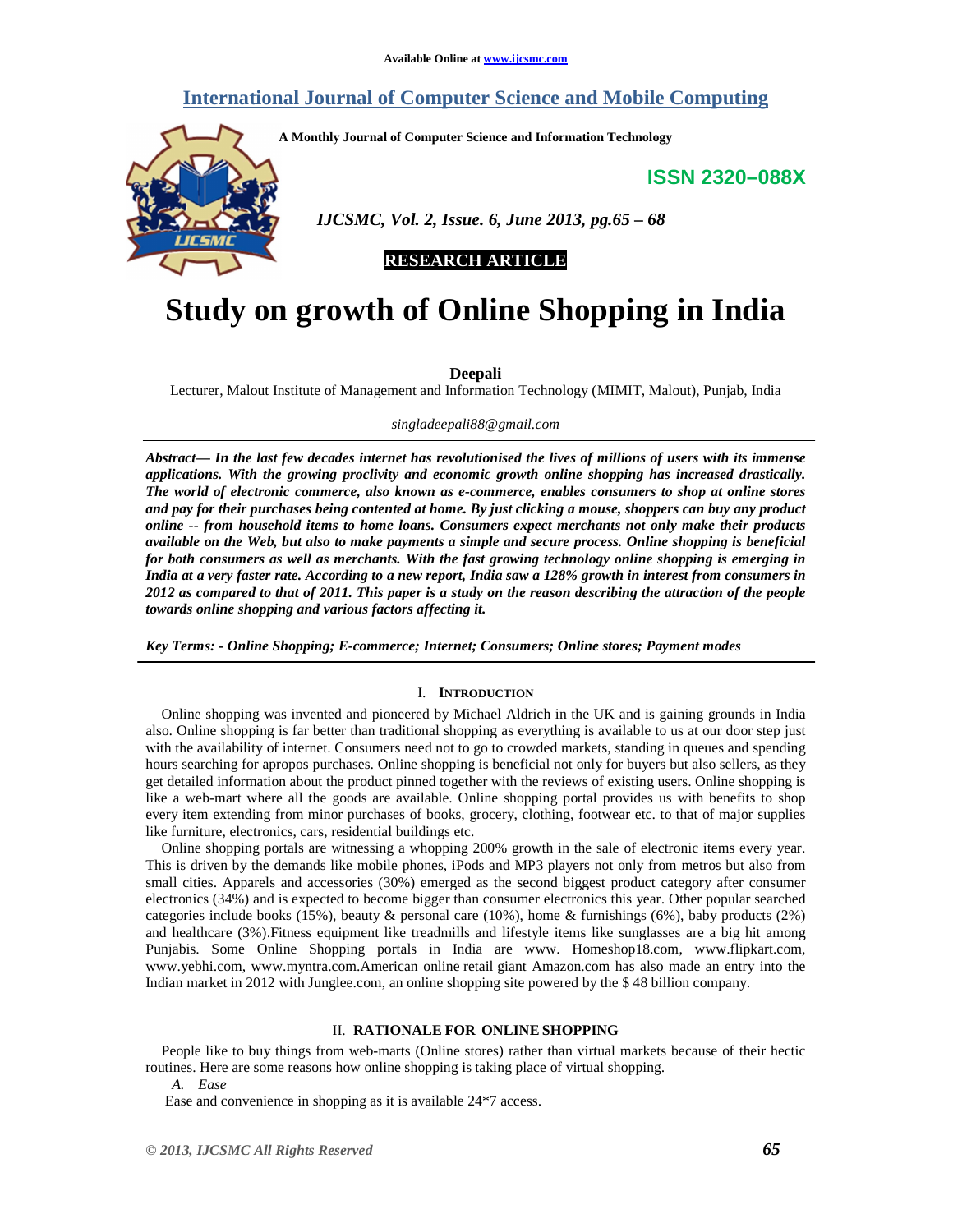Available Online at www.ijcsmc.com

# International Journal of Computer Science and Mobile Computing

**A Monthly Journal of Computer Science and Information Technology**

**ISSN 2320–088X**

*IJCSMC, Vol. 2, Issue. 6, June 2013, pg.65 – 68*

**RESEARCH ARTICLE**

# Study on growth of Online Shopping in India

**Deepali**

Lecturer, Malout Institute of Management and Information Technology (MIMIT, Malout), Punjab, India

*singladeepali88@gmail.com*

***Abstract— In the last few decades internet has revolutionised the lives of millions of users with its immense applications. With the growing proclivity and economic growth online shopping has increased drastically. The world of electronic commerce, also known as e-commerce, enables consumers to shop at online stores and pay for their purchases being contented at home. By just clicking a mouse, shoppers can buy any product online -- from household items to home loans. Consumers expect merchants not only make their products available on the Web, but also to make payments a simple and secure process. Online shopping is beneficial for both consumers as well as merchants. With the fast growing technology online shopping is emerging in India at a very faster rate. According to a new report, India saw a 128% growth in interest from consumers in 2012 as compared to that of 2011. This paper is a study on the reason describing the attraction of the people towards online shopping and various factors affecting it.***

***Key Terms: - Online Shopping; E-commerce; Internet; Consumers; Online stores; Payment modes***

## I. Introduction

Online shopping was invented and pioneered by Michael Aldrich in the UK and is gaining grounds in India also. Online shopping is far better than traditional shopping as everything is available to us at our door step just with the availability of internet. Consumers need not to go to crowded markets, standing in queues and spending hours searching for apropos purchases. Online shopping is beneficial not only for buyers but also sellers, as they get detailed information about the product pinned together with the reviews of existing users. Online shopping is like a web-mart where all the goods are available. Online shopping portal provides us with benefits to shop every item extending from minor purchases of books, grocery, clothing, footwear etc. to that of major supplies like furniture, electronics, cars, residential buildings etc.

Online shopping portals are witnessing a whopping 200% growth in the sale of electronic items every year. This is driven by the demands like mobile phones, iPods and MP3 players not only from metros but also from small cities. Apparels and accessories (30%) emerged as the second biggest product category after consumer electronics (34%) and is expected to become bigger than consumer electronics this year. Other popular searched categories include books (15%), beauty & personal care (10%), home & furnishings (6%), baby products (2%) and healthcare (3%).Fitness equipment like treadmills and lifestyle items like sunglasses are a big hit among Punjabis. Some Online Shopping portals in India are www. Homeshop18.com, www.flipkart.com, www.yebhi.com, www.myntra.com.American online retail giant Amazon.com has also made an entry into the Indian market in 2012 with Junglee.com, an online shopping site powered by the $ 48 billion company.

## II. RATIONALE FOR ONLINE SHOPPING

People like to buy things from web-marts (Online stores) rather than virtual markets because of their hectic routines. Here are some reasons how online shopping is taking place of virtual shopping.

*A. Ease*

Ease and convenience in shopping as it is available 24*7 access.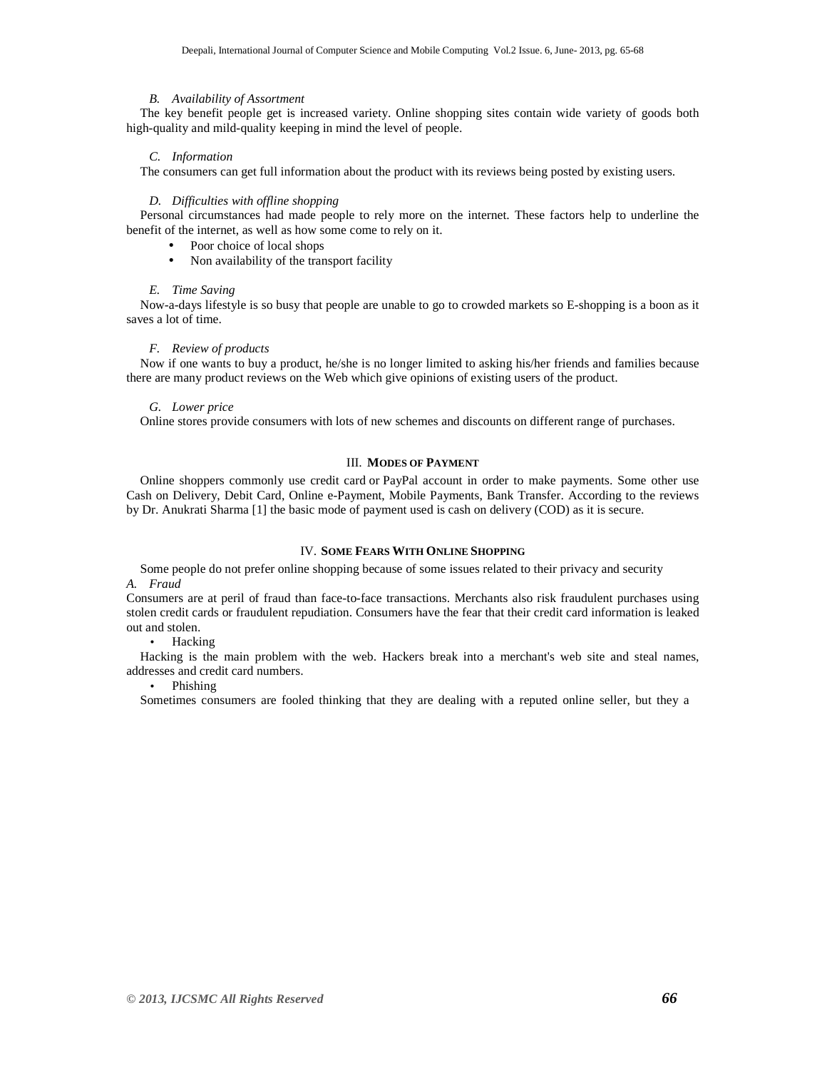### B. *Availability of Assortment*

The key benefit people get is increased variety. Online shopping sites contain wide variety of goods both high-quality and mild-quality keeping in mind the level of people.

### C. *Information*

The consumers can get full information about the product with its reviews being posted by existing users.

### D. *Difficulties with offline shopping*

Personal circumstances had made people to rely more on the internet. These factors help to underline the benefit of the internet, as well as how some come to rely on it.

- Poor choice of local shops
- Non availability of the transport facility

### E. *Time Saving*

Now-a-days lifestyle is so busy that people are unable to go to crowded markets so E-shopping is a boon as it saves a lot of time.

### F. *Review of products*

Now if one wants to buy a product, he/she is no longer limited to asking his/her friends and families because there are many product reviews on the Web which give opinions of existing users of the product.

### G. *Lower price*

Online stores provide consumers with lots of new schemes and discounts on different range of purchases.

## III. MODES OF PAYMENT

Online shoppers commonly use credit card or PayPal account in order to make payments. Some other use Cash on Delivery, Debit Card, Online e-Payment, Mobile Payments, Bank Transfer. According to the reviews by Dr. Anukrati Sharma [1] the basic mode of payment used is cash on delivery (COD) as it is secure.

## IV. SOME FEARS WITH ONLINE SHOPPING

Some people do not prefer online shopping because of some issues related to their privacy and security

### A. *Fraud*

Consumers are at peril of fraud than face-to-face transactions. Merchants also risk fraudulent purchases using stolen credit cards or fraudulent repudiation. Consumers have the fear that their credit card information is leaked out and stolen.

- Hacking

Hacking is the main problem with the web. Hackers break into a merchant's web site and steal names, addresses and credit card numbers.

- Phishing

Sometimes consumers are fooled thinking that they are dealing with a reputed online seller, but they a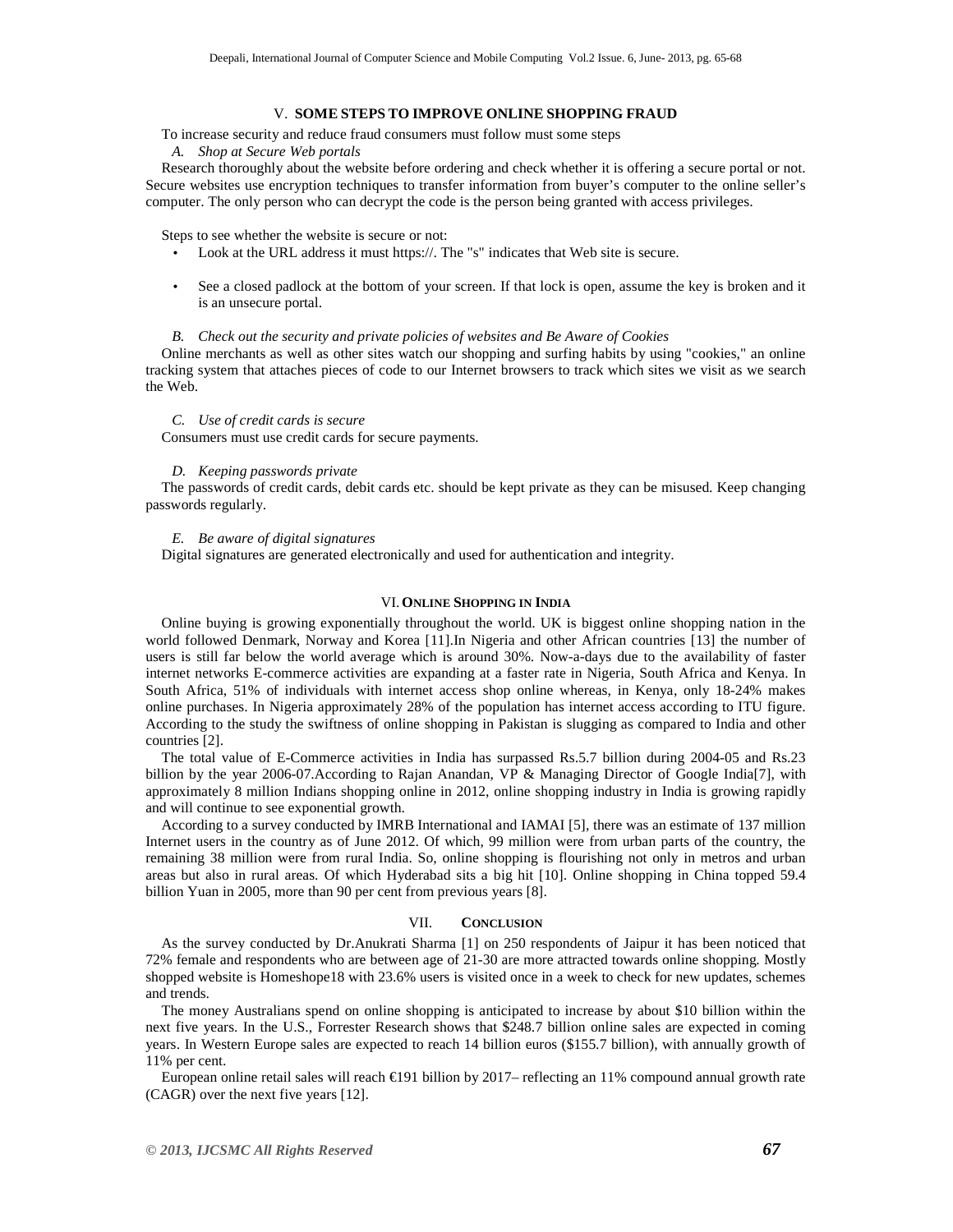## V. SOME STEPS TO IMPROVE ONLINE SHOPPING FRAUD

To increase security and reduce fraud consumers must follow must some steps

### *A. Shop at Secure Web portals*

Research thoroughly about the website before ordering and check whether it is offering a secure portal or not. Secure websites use encryption techniques to transfer information from buyer's computer to the online seller's computer. The only person who can decrypt the code is the person being granted with access privileges.

Steps to see whether the website is secure or not:

- Look at the URL address it must https://. The "s" indicates that Web site is secure.
- See a closed padlock at the bottom of your screen. If that lock is open, assume the key is broken and it is an unsecure portal.

### *B. Check out the security and private policies of websites and Be Aware of Cookies*

Online merchants as well as other sites watch our shopping and surfing habits by using "cookies," an online tracking system that attaches pieces of code to our Internet browsers to track which sites we visit as we search the Web.

### *C. Use of credit cards is secure*

Consumers must use credit cards for secure payments.

### *D. Keeping passwords private*

The passwords of credit cards, debit cards etc. should be kept private as they can be misused. Keep changing passwords regularly.

### *E. Be aware of digital signatures*

Digital signatures are generated electronically and used for authentication and integrity.

## VI. ONLINE SHOPPING IN INDIA

Online buying is growing exponentially throughout the world. UK is biggest online shopping nation in the world followed Denmark, Norway and Korea [11].In Nigeria and other African countries [13] the number of users is still far below the world average which is around 30%. Now-a-days due to the availability of faster internet networks E-commerce activities are expanding at a faster rate in Nigeria, South Africa and Kenya. In South Africa, 51% of individuals with internet access shop online whereas, in Kenya, only 18-24% makes online purchases. In Nigeria approximately 28% of the population has internet access according to ITU figure. According to the study the swiftness of online shopping in Pakistan is slugging as compared to India and other countries [2].

The total value of E-Commerce activities in India has surpassed Rs.5.7 billion during 2004-05 and Rs.23 billion by the year 2006-07.According to Rajan Anandan, VP & Managing Director of Google India[7], with approximately 8 million Indians shopping online in 2012, online shopping industry in India is growing rapidly and will continue to see exponential growth.

According to a survey conducted by IMRB International and IAMAI [5], there was an estimate of 137 million Internet users in the country as of June 2012. Of which, 99 million were from urban parts of the country, the remaining 38 million were from rural India. So, online shopping is flourishing not only in metros and urban areas but also in rural areas. Of which Hyderabad sits a big hit [10]. Online shopping in China topped 59.4 billion Yuan in 2005, more than 90 per cent from previous years [8].

## VII. CONCLUSION

As the survey conducted by Dr.Anukrati Sharma [1] on 250 respondents of Jaipur it has been noticed that 72% female and respondents who are between age of 21-30 are more attracted towards online shopping. Mostly shopped website is Homeshope18 with 23.6% users is visited once in a week to check for new updates, schemes and trends.

The money Australians spend on online shopping is anticipated to increase by about \$10 billion within the next five years. In the U.S., Forrester Research shows that \$248.7 billion online sales are expected in coming years. In Western Europe sales are expected to reach 14 billion euros (\$155.7 billion), with annually growth of 11% per cent.

European online retail sales will reach €191 billion by 2017– reflecting an 11% compound annual growth rate (CAGR) over the next five years [12].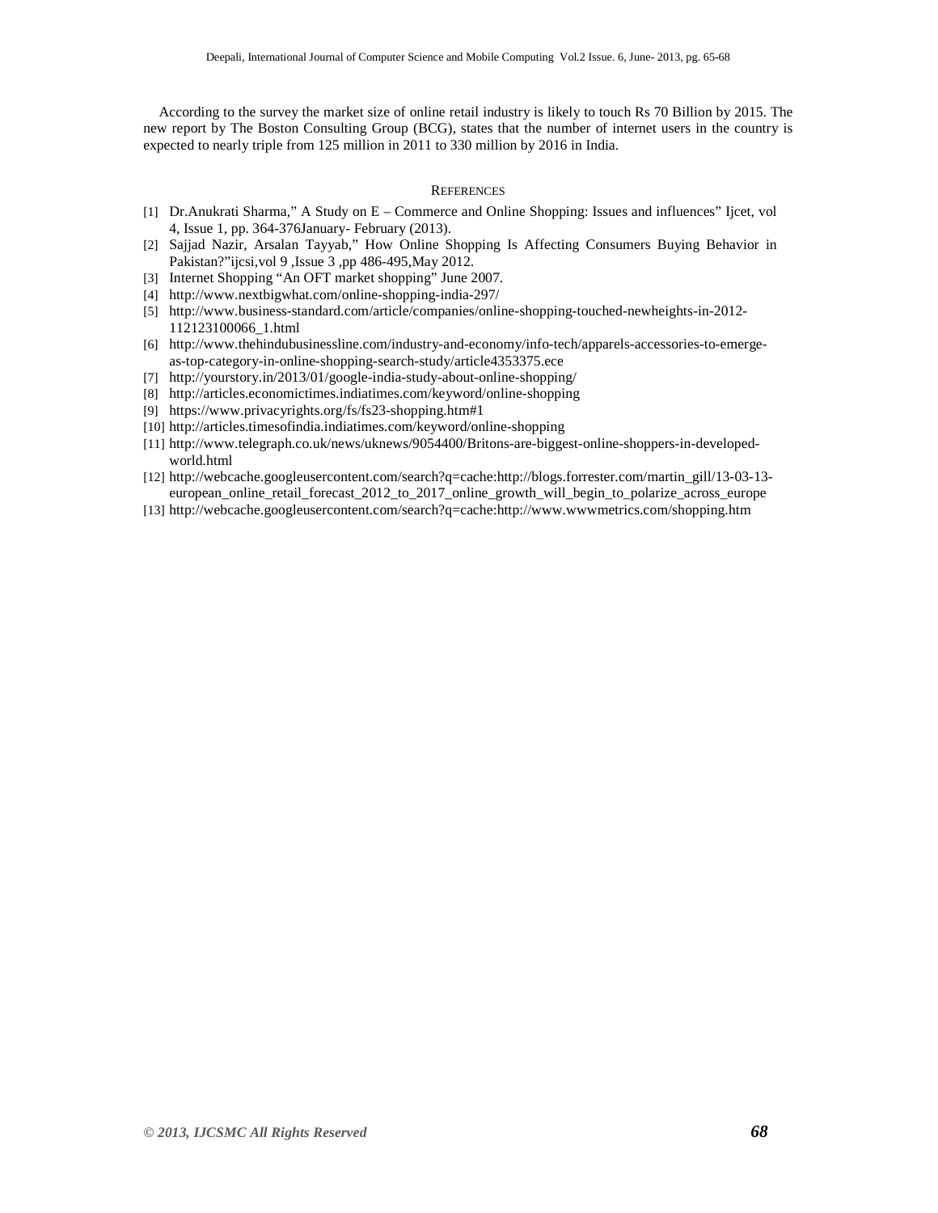According to the survey the market size of online retail industry is likely to touch Rs 70 Billion by 2015. The new report by The Boston Consulting Group (BCG), states that the number of internet users in the country is expected to nearly triple from 125 million in 2011 to 330 million by 2016 in India.

## REFERENCES

[1] Dr.Anukrati Sharma," A Study on E – Commerce and Online Shopping: Issues and influences" Ijcet, vol 4, Issue 1, pp. 364-376January- February (2013).

[2] Sajjad Nazir, Arsalan Tayyab," How Online Shopping Is Affecting Consumers Buying Behavior in Pakistan?"ijcsi,vol 9 ,Issue 3 ,pp 486-495,May 2012.

[3] Internet Shopping "An OFT market shopping" June 2007.

[4] http://www.nextbigwhat.com/online-shopping-india-297/

[5] http://www.business-standard.com/article/companies/online-shopping-touched-newheights-in-2012-112123100066_1.html

[6] http://www.thehindubusinessline.com/industry-and-economy/info-tech/apparels-accessories-to-emerge-as-top-category-in-online-shopping-search-study/article4353375.ece

[7] http://yourstory.in/2013/01/google-india-study-about-online-shopping/

[8] http://articles.economictimes.indiatimes.com/keyword/online-shopping

[9] https://www.privacyrights.org/fs/fs23-shopping.htm#1

[10] http://articles.timesofindia.indiatimes.com/keyword/online-shopping

[11] http://www.telegraph.co.uk/news/uknews/9054400/Britons-are-biggest-online-shoppers-in-developed-world.html

[12] http://webcache.googleusercontent.com/search?q=cache:http://blogs.forrester.com/martin_gill/13-03-13-european_online_retail_forecast_2012_to_2017_online_growth_will_begin_to_polarize_across_europe

[13] http://webcache.googleusercontent.com/search?q=cache:http://www.wwwmetrics.com/shopping.htm